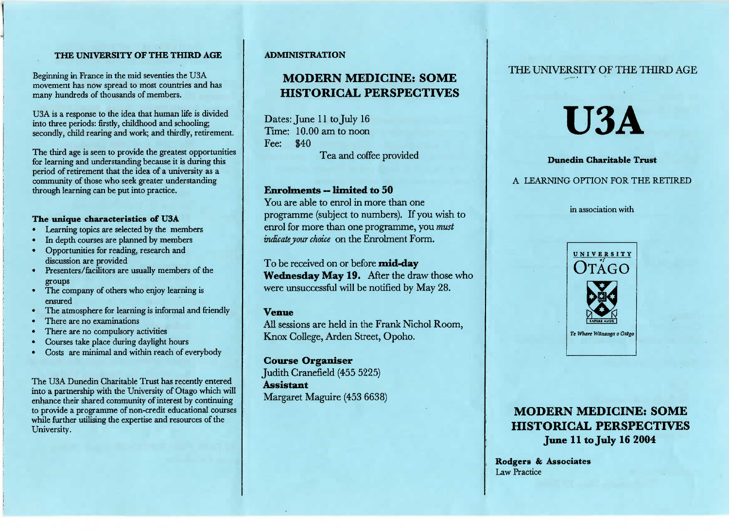## THE UNIVERSITY OF THE THIRD AGE

Beginning in France in the mid seventies the U3A movement has now spread to most countries and has many hundreds of thousands of members.

U3A is a response to the idea that human life is divided into three periods: firstly, childhood and schooling; secondly, child rearing and work; and thirdly, retirement.

The third age is seen to provide the greatest opportunities for learning and understanding because it is during this period of retirement that the idea of a university as a community of those who seek greater understanding through learning can be put into practice.

### The unique characteristics of U3A

- Learning topics are selected by the members
- In depth courses are planned by members
- Opportunities for reading, research and discussion are provided
- Presenters/facilitors are usually members of the groups
- The company of others who enjoy learning is ensured
- The atmosphere for learning is informal and friendly
- There are no examinations
- There are no compulsory activities
- Courses take place during daylight hours
- Costs are minimal and within reach of everybody

The U3A Dunedin Charitable Trust has recently entered into a partnership with the University of Otago which will enhance their shared community of interest by continuing to provide a programme of non-credit educational courses while further utilising the expertise and resources of the University.

## ADMINISTRATION

## MODERN MEDICINE: SOME HISTORICAL PERSPECTIVES

Dates: June 11 to July 16
Time: 10.00 am to noon
Fee: $40
Tea and coffee provided

**Enrolments -- limited to 50**
You are able to enrol in more than one programme (subject to numbers). If you wish to enrol for more than one programme, you *must indicate your choice* on the Enrolment Form.

To be received on or before **mid-day Wednesday May 19.** After the draw those who were unsuccessful will be notified by May 28.

**Venue**
All sessions are held in the Frank Nichol Room, Knox College, Arden Street, Opoho.

**Course Organiser**
Judith Cranefield (455 5225)
**Assistant**
Margaret Maguire (453 6638)

THE UNIVERSITY OF THE THIRD AGE

# U3A

**Dunedin Charitable Trust**

A LEARNING OPTION FOR THE RETIRED

in association with

UNIVERSITY of OTAGO
SAPERE AUDE
Te Whare Wānanga o Otāgo

## MODERN MEDICINE: SOME HISTORICAL PERSPECTIVES
**June 11 to July 16 2004**

**Rodgers & Associates**
Law Practice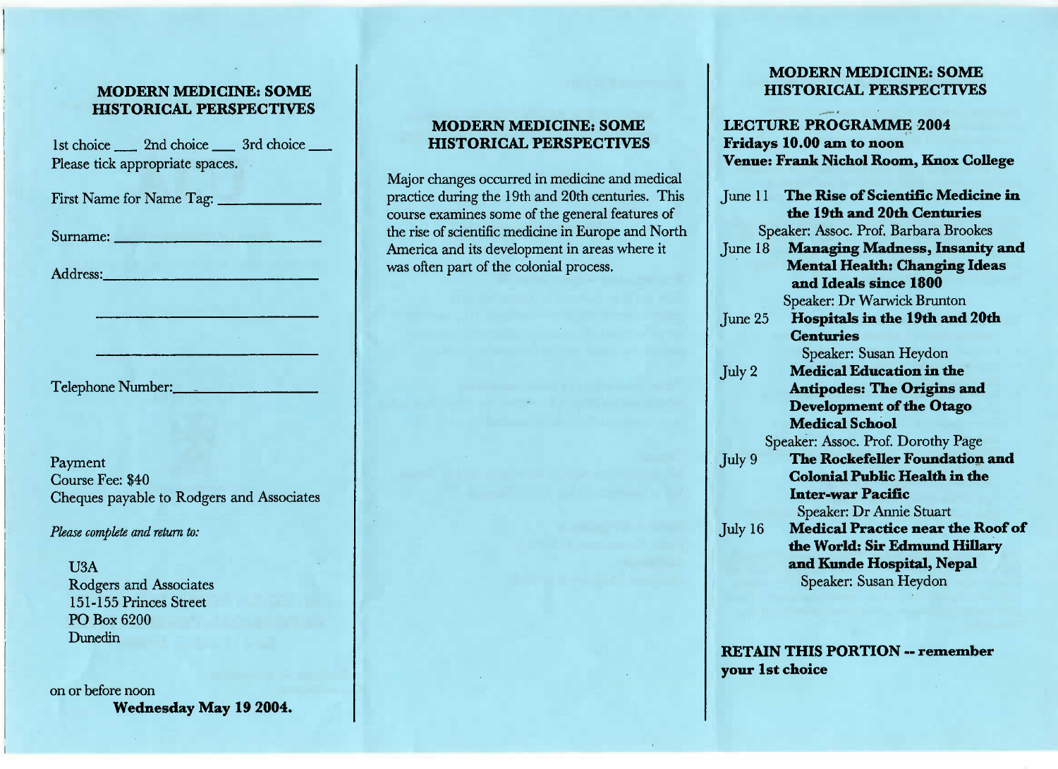## MODERN MEDICINE: SOME HISTORICAL PERSPECTIVES

1st choice \_\_\_ 2nd choice \_\_\_ 3rd choice \_\_\_
Please tick appropriate spaces.

First Name for Name Tag: \_\_\_\_\_\_\_\_\_\_\_\_

Surname: \_\_\_\_\_\_\_\_\_\_\_\_\_\_\_\_\_\_\_\_

Address: \_\_\_\_\_\_\_\_\_\_\_\_\_\_\_\_\_\_\_\_

\_\_\_\_\_\_\_\_\_\_\_\_\_\_\_\_\_\_\_\_

\_\_\_\_\_\_\_\_\_\_\_\_\_\_\_\_\_\_\_\_

Telephone Number: \_\_\_\_\_\_\_\_\_\_\_\_\_\_\_\_

Payment
Course Fee: $40
Cheques payable to Rodgers and Associates

*Please complete and return to:*

U3A
Rodgers and Associates
151-155 Princes Street
PO Box 6200
Dunedin

on or before noon
**Wednesday May 19 2004.**

## MODERN MEDICINE: SOME HISTORICAL PERSPECTIVES

Major changes occurred in medicine and medical practice during the 19th and 20th centuries. This course examines some of the general features of the rise of scientific medicine in Europe and North America and its development in areas where it was often part of the colonial process.

## MODERN MEDICINE: SOME HISTORICAL PERSPECTIVES

**LECTURE PROGRAMME 2004**
**Fridays 10.00 am to noon**
**Venue: Frank Nichol Room, Knox College**

June 11 **The Rise of Scientific Medicine in the 19th and 20th Centuries**
Speaker: Assoc. Prof. Barbara Brookes

June 18 **Managing Madness, Insanity and Mental Health: Changing Ideas and Ideals since 1800**
Speaker: Dr Warwick Brunton

June 25 **Hospitals in the 19th and 20th Centuries**
Speaker: Susan Heydon

July 2 **Medical Education in the Antipodes: The Origins and Development of the Otago Medical School**
Speaker: Assoc. Prof. Dorothy Page

July 9 **The Rockefeller Foundation and Colonial Public Health in the Inter-war Pacific**
Speaker: Dr Annie Stuart

July 16 **Medical Practice near the Roof of the World: Sir Edmund Hillary and Kunde Hospital, Nepal**
Speaker: Susan Heydon

**RETAIN THIS PORTION -- remember your 1st choice**